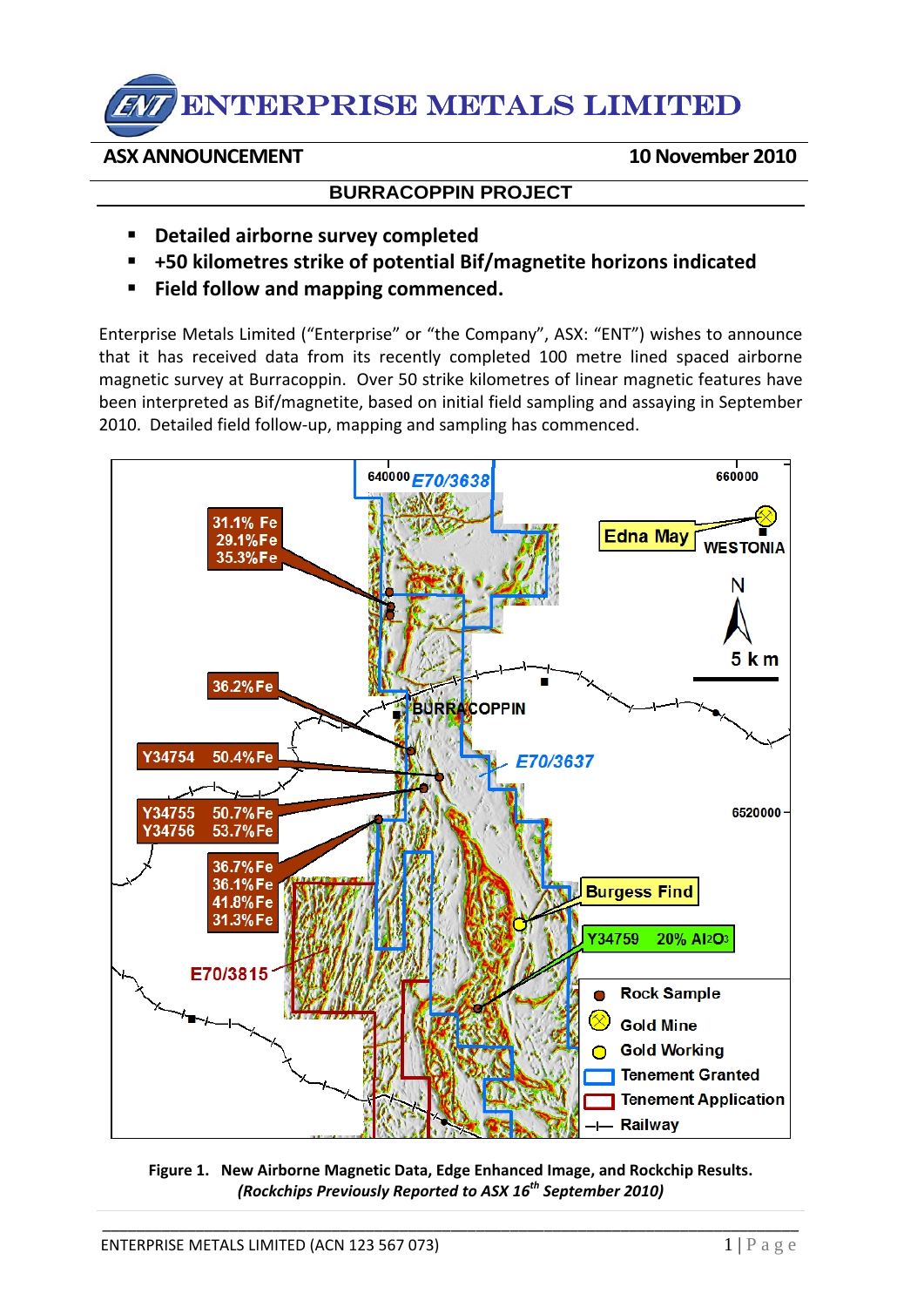# ENTERPRISE METALS LIMITED

**ASX ANNOUNCEMENT** **10 November 2010**

## BURRACOPPIN PROJECT

- **Detailed airborne survey completed**
- **+50 kilometres strike of potential Bif/magnetite horizons indicated**
- **Field follow and mapping commenced.**

Enterprise Metals Limited ("Enterprise" or "the Company", ASX: "ENT") wishes to announce that it has received data from its recently completed 100 metre lined spaced airborne magnetic survey at Burracoppin. Over 50 strike kilometres of linear magnetic features have been interpreted as Bif/magnetite, based on initial field sampling and assaying in September 2010. Detailed field follow-up, mapping and sampling has commenced.

**Figure 1. New Airborne Magnetic Data, Edge Enhanced Image, and Rockchip Results.**
***(Rockchips Previously Reported to ASX 16th September 2010)***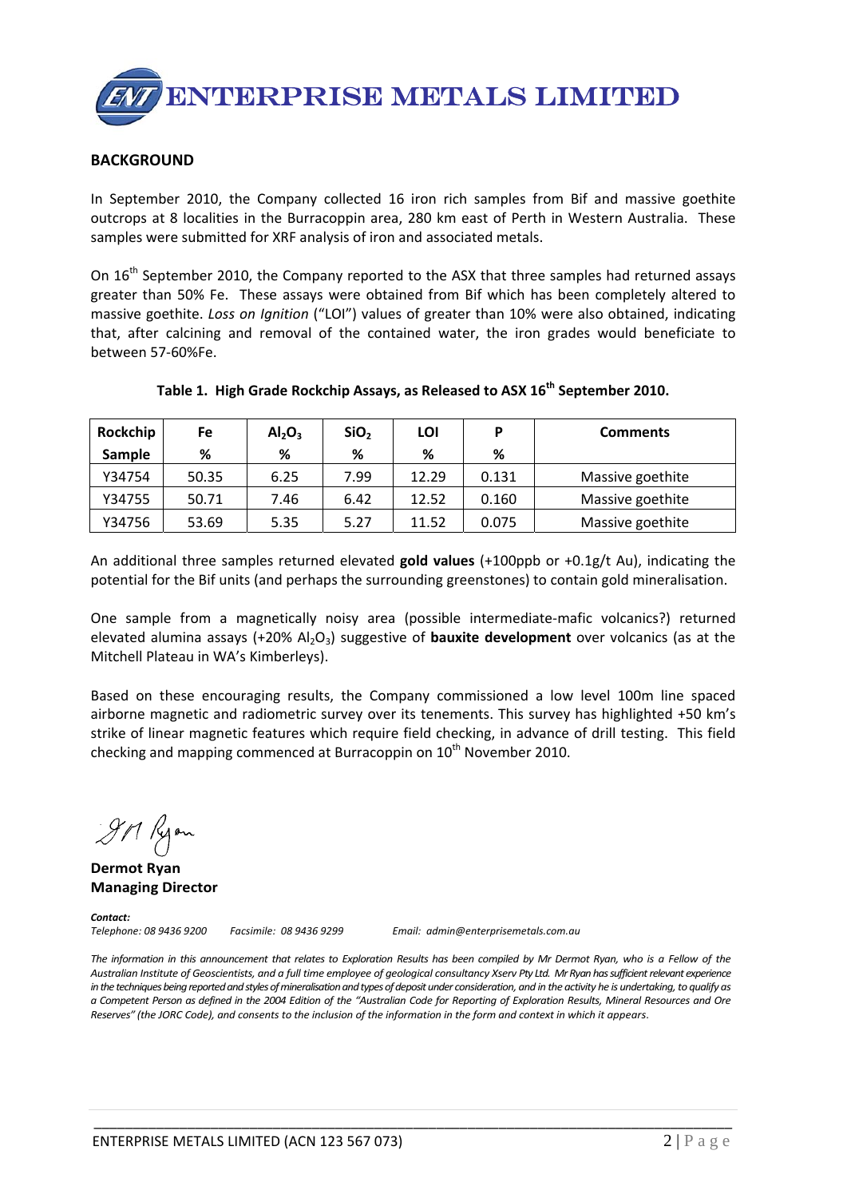## BACKGROUND

In September 2010, the Company collected 16 iron rich samples from Bif and massive goethite outcrops at 8 localities in the Burracoppin area, 280 km east of Perth in Western Australia. These samples were submitted for XRF analysis of iron and associated metals.

On 16th September 2010, the Company reported to the ASX that three samples had returned assays greater than 50% Fe. These assays were obtained from Bif which has been completely altered to massive goethite. *Loss on Ignition* ("LOI") values of greater than 10% were also obtained, indicating that, after calcining and removal of the contained water, the iron grades would beneficiate to between 57-60%Fe.

**Table 1. High Grade Rockchip Assays, as Released to ASX 16th September 2010.**

| Rockchip Sample | Fe % | $Al_2O_3$ % | $SiO_2$ % | LOI % | P % | Comments |
|---|---|---|---|---|---|---|
| Y34754 | 50.35 | 6.25 | 7.99 | 12.29 | 0.131 | Massive goethite |
| Y34755 | 50.71 | 7.46 | 6.42 | 12.52 | 0.160 | Massive goethite |
| Y34756 | 53.69 | 5.35 | 5.27 | 11.52 | 0.075 | Massive goethite |

An additional three samples returned elevated **gold values** (+100ppb or +0.1g/t Au), indicating the potential for the Bif units (and perhaps the surrounding greenstones) to contain gold mineralisation.

One sample from a magnetically noisy area (possible intermediate-mafic volcanics?) returned elevated alumina assays (+20% $Al_2O_3$) suggestive of **bauxite development** over volcanics (as at the Mitchell Plateau in WA's Kimberleys).

Based on these encouraging results, the Company commissioned a low level 100m line spaced airborne magnetic and radiometric survey over its tenements. This survey has highlighted +50 km's strike of linear magnetic features which require field checking, in advance of drill testing. This field checking and mapping commenced at Burracoppin on 10th November 2010.

**Dermot Ryan**
**Managing Director**

***Contact:***
*Telephone: 08 9436 9200 Facsimile: 08 9436 9299 Email: admin@enterprisemetals.com.au*

*The information in this announcement that relates to Exploration Results has been compiled by Mr Dermot Ryan, who is a Fellow of the Australian Institute of Geoscientists, and a full time employee of geological consultancy Xserv Pty Ltd. Mr Ryan has sufficient relevant experience in the techniques being reported and styles of mineralisation and types of deposit under consideration, and in the activity he is undertaking, to qualify as a Competent Person as defined in the 2004 Edition of the "Australian Code for Reporting of Exploration Results, Mineral Resources and Ore Reserves" (the JORC Code), and consents to the inclusion of the information in the form and context in which it appears.*